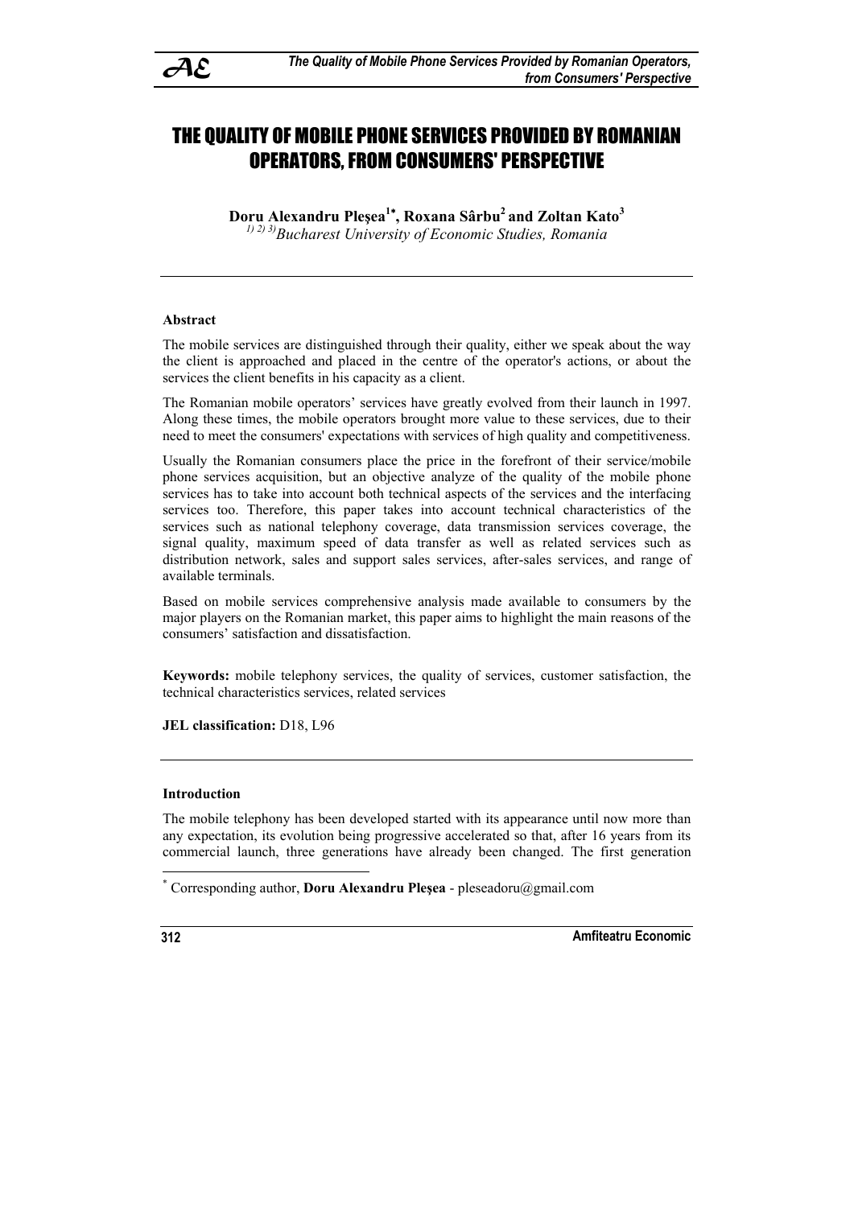# THE QUALITY OF MOBILE PHONE SERVICES PROVIDED BY ROMANIAN OPERATORS, FROM CONSUMERS' PERSPECTIVE

**Doru Alexandru Pleşea[1*], Roxana Sârbu[2] and Zoltan Kato[3]**
*[1) 2) 3)]Bucharest University of Economic Studies, Romania*

---

**Abstract**

The mobile services are distinguished through their quality, either we speak about the way the client is approached and placed in the centre of the operator's actions, or about the services the client benefits in his capacity as a client.

The Romanian mobile operators' services have greatly evolved from their launch in 1997. Along these times, the mobile operators brought more value to these services, due to their need to meet the consumers' expectations with services of high quality and competitiveness.

Usually the Romanian consumers place the price in the forefront of their service/mobile phone services acquisition, but an objective analyze of the quality of the mobile phone services has to take into account both technical aspects of the services and the interfacing services too. Therefore, this paper takes into account technical characteristics of the services such as national telephony coverage, data transmission services coverage, the signal quality, maximum speed of data transfer as well as related services such as distribution network, sales and support sales services, after-sales services, and range of available terminals.

Based on mobile services comprehensive analysis made available to consumers by the major players on the Romanian market, this paper aims to highlight the main reasons of the consumers' satisfaction and dissatisfaction.

**Keywords:** mobile telephony services, the quality of services, customer satisfaction, the technical characteristics services, related services

**JEL classification:** D18, L96

---

**Introduction**

The mobile telephony has been developed started with its appearance until now more than any expectation, its evolution being progressive accelerated so that, after 16 years from its commercial launch, three generations have already been changed. The first generation

[*] Corresponding author, **Doru Alexandru Pleşea** - pleseadoru@gmail.com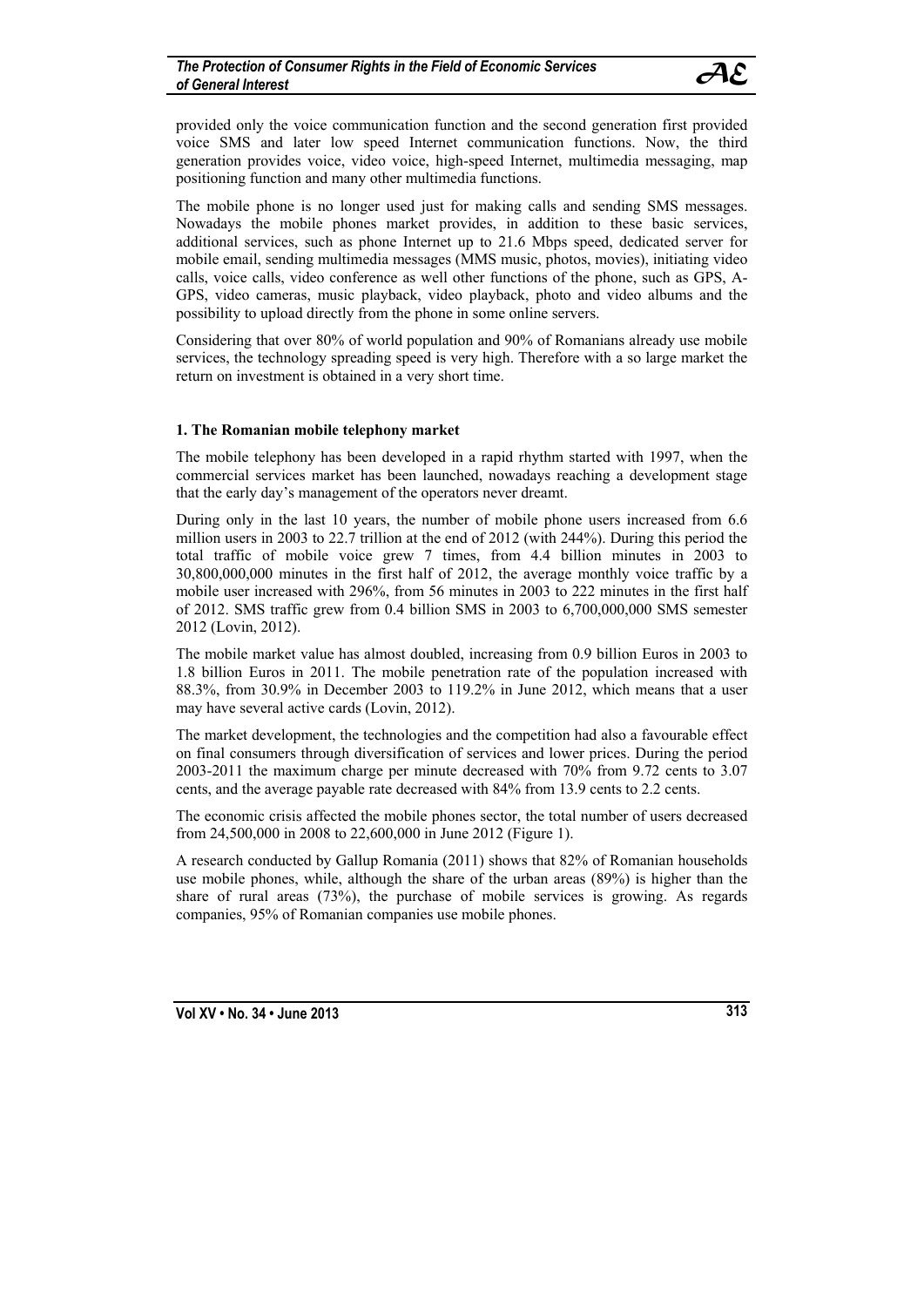provided only the voice communication function and the second generation first provided voice SMS and later low speed Internet communication functions. Now, the third generation provides voice, video voice, high-speed Internet, multimedia messaging, map positioning function and many other multimedia functions.

The mobile phone is no longer used just for making calls and sending SMS messages. Nowadays the mobile phones market provides, in addition to these basic services, additional services, such as phone Internet up to 21.6 Mbps speed, dedicated server for mobile email, sending multimedia messages (MMS music, photos, movies), initiating video calls, voice calls, video conference as well other functions of the phone, such as GPS, A-GPS, video cameras, music playback, video playback, photo and video albums and the possibility to upload directly from the phone in some online servers.

Considering that over 80% of world population and 90% of Romanians already use mobile services, the technology spreading speed is very high. Therefore with a so large market the return on investment is obtained in a very short time.

### 1. The Romanian mobile telephony market

The mobile telephony has been developed in a rapid rhythm started with 1997, when the commercial services market has been launched, nowadays reaching a development stage that the early day's management of the operators never dreamt.

During only in the last 10 years, the number of mobile phone users increased from 6.6 million users in 2003 to 22.7 trillion at the end of 2012 (with 244%). During this period the total traffic of mobile voice grew 7 times, from 4.4 billion minutes in 2003 to 30,800,000,000 minutes in the first half of 2012, the average monthly voice traffic by a mobile user increased with 296%, from 56 minutes in 2003 to 222 minutes in the first half of 2012. SMS traffic grew from 0.4 billion SMS in 2003 to 6,700,000,000 SMS semester 2012 (Lovin, 2012).

The mobile market value has almost doubled, increasing from 0.9 billion Euros in 2003 to 1.8 billion Euros in 2011. The mobile penetration rate of the population increased with 88.3%, from 30.9% in December 2003 to 119.2% in June 2012, which means that a user may have several active cards (Lovin, 2012).

The market development, the technologies and the competition had also a favourable effect on final consumers through diversification of services and lower prices. During the period 2003-2011 the maximum charge per minute decreased with 70% from 9.72 cents to 3.07 cents, and the average payable rate decreased with 84% from 13.9 cents to 2.2 cents.

The economic crisis affected the mobile phones sector, the total number of users decreased from 24,500,000 in 2008 to 22,600,000 in June 2012 (Figure 1).

A research conducted by Gallup Romania (2011) shows that 82% of Romanian households use mobile phones, while, although the share of the urban areas (89%) is higher than the share of rural areas (73%), the purchase of mobile services is growing. As regards companies, 95% of Romanian companies use mobile phones.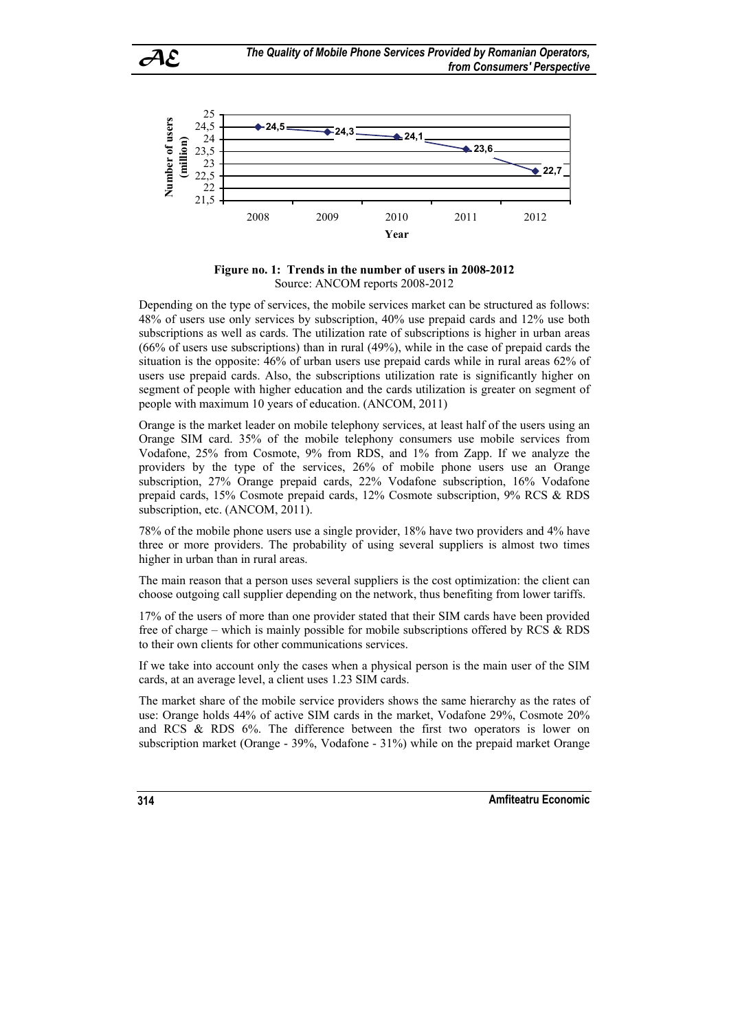**Figure no. 1: Trends in the number of users in 2008-2012**
Source: ANCOM reports 2008-2012

Depending on the type of services, the mobile services market can be structured as follows: 48% of users use only services by subscription, 40% use prepaid cards and 12% use both subscriptions as well as cards. The utilization rate of subscriptions is higher in urban areas (66% of users use subscriptions) than in rural (49%), while in the case of prepaid cards the situation is the opposite: 46% of urban users use prepaid cards while in rural areas 62% of users use prepaid cards. Also, the subscriptions utilization rate is significantly higher on segment of people with higher education and the cards utilization is greater on segment of people with maximum 10 years of education. (ANCOM, 2011)

Orange is the market leader on mobile telephony services, at least half of the users using an Orange SIM card. 35% of the mobile telephony consumers use mobile services from Vodafone, 25% from Cosmote, 9% from RDS, and 1% from Zapp. If we analyze the providers by the type of the services, 26% of mobile phone users use an Orange subscription, 27% Orange prepaid cards, 22% Vodafone subscription, 16% Vodafone prepaid cards, 15% Cosmote prepaid cards, 12% Cosmote subscription, 9% RCS & RDS subscription, etc. (ANCOM, 2011).

78% of the mobile phone users use a single provider, 18% have two providers and 4% have three or more providers. The probability of using several suppliers is almost two times higher in urban than in rural areas.

The main reason that a person uses several suppliers is the cost optimization: the client can choose outgoing call supplier depending on the network, thus benefiting from lower tariffs.

17% of the users of more than one provider stated that their SIM cards have been provided free of charge – which is mainly possible for mobile subscriptions offered by RCS & RDS to their own clients for other communications services.

If we take into account only the cases when a physical person is the main user of the SIM cards, at an average level, a client uses 1.23 SIM cards.

The market share of the mobile service providers shows the same hierarchy as the rates of use: Orange holds 44% of active SIM cards in the market, Vodafone 29%, Cosmote 20% and RCS & RDS 6%. The difference between the first two operators is lower on subscription market (Orange - 39%, Vodafone - 31%) while on the prepaid market Orange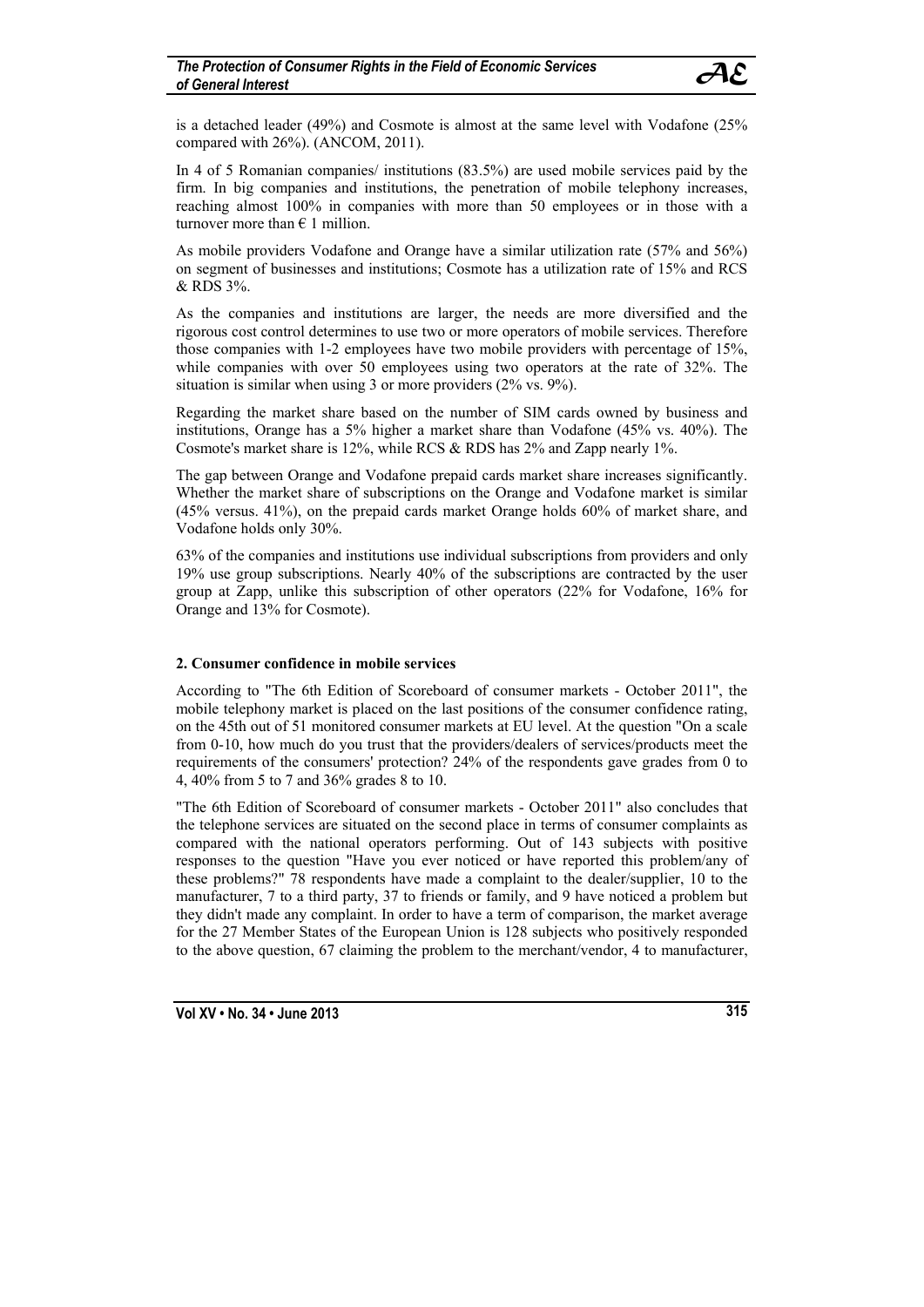is a detached leader (49%) and Cosmote is almost at the same level with Vodafone (25% compared with 26%). (ANCOM, 2011).

In 4 of 5 Romanian companies/ institutions (83.5%) are used mobile services paid by the firm. In big companies and institutions, the penetration of mobile telephony increases, reaching almost 100% in companies with more than 50 employees or in those with a turnover more than € 1 million.

As mobile providers Vodafone and Orange have a similar utilization rate (57% and 56%) on segment of businesses and institutions; Cosmote has a utilization rate of 15% and RCS & RDS 3%.

As the companies and institutions are larger, the needs are more diversified and the rigorous cost control determines to use two or more operators of mobile services. Therefore those companies with 1-2 employees have two mobile providers with percentage of 15%, while companies with over 50 employees using two operators at the rate of 32%. The situation is similar when using 3 or more providers (2% vs. 9%).

Regarding the market share based on the number of SIM cards owned by business and institutions, Orange has a 5% higher a market share than Vodafone (45% vs. 40%). The Cosmote's market share is 12%, while RCS & RDS has 2% and Zapp nearly 1%.

The gap between Orange and Vodafone prepaid cards market share increases significantly. Whether the market share of subscriptions on the Orange and Vodafone market is similar (45% versus. 41%), on the prepaid cards market Orange holds 60% of market share, and Vodafone holds only 30%.

63% of the companies and institutions use individual subscriptions from providers and only 19% use group subscriptions. Nearly 40% of the subscriptions are contracted by the user group at Zapp, unlike this subscription of other operators (22% for Vodafone, 16% for Orange and 13% for Cosmote).

## 2. Consumer confidence in mobile services

According to "The 6th Edition of Scoreboard of consumer markets - October 2011", the mobile telephony market is placed on the last positions of the consumer confidence rating, on the 45th out of 51 monitored consumer markets at EU level. At the question "On a scale from 0-10, how much do you trust that the providers/dealers of services/products meet the requirements of the consumers' protection? 24% of the respondents gave grades from 0 to 4, 40% from 5 to 7 and 36% grades 8 to 10.

"The 6th Edition of Scoreboard of consumer markets - October 2011" also concludes that the telephone services are situated on the second place in terms of consumer complaints as compared with the national operators performing. Out of 143 subjects with positive responses to the question "Have you ever noticed or have reported this problem/any of these problems?" 78 respondents have made a complaint to the dealer/supplier, 10 to the manufacturer, 7 to a third party, 37 to friends or family, and 9 have noticed a problem but they didn't made any complaint. In order to have a term of comparison, the market average for the 27 Member States of the European Union is 128 subjects who positively responded to the above question, 67 claiming the problem to the merchant/vendor, 4 to manufacturer,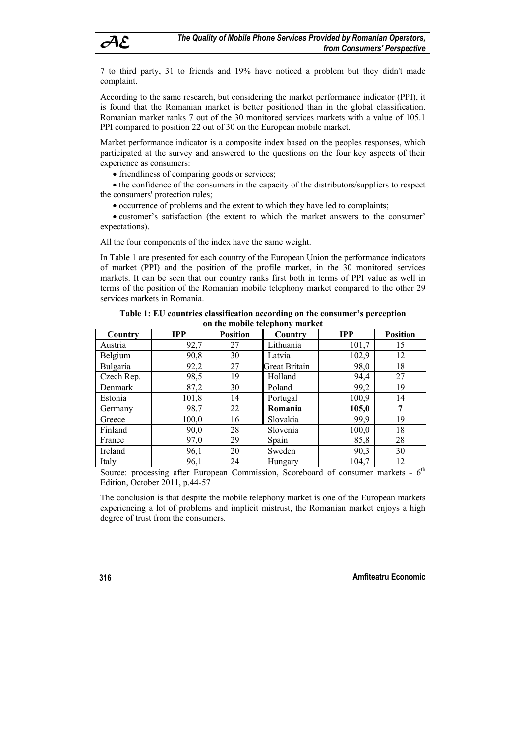7 to third party, 31 to friends and 19% have noticed a problem but they didn't made complaint.

According to the same research, but considering the market performance indicator (PPI), it is found that the Romanian market is better positioned than in the global classification. Romanian market ranks 7 out of the 30 monitored services markets with a value of 105.1 PPI compared to position 22 out of 30 on the European mobile market.

Market performance indicator is a composite index based on the peoples responses, which participated at the survey and answered to the questions on the four key aspects of their experience as consumers:

- friendliness of comparing goods or services;
- the confidence of the consumers in the capacity of the distributors/suppliers to respect the consumers' protection rules;
- occurrence of problems and the extent to which they have led to complaints;
- customer's satisfaction (the extent to which the market answers to the consumer' expectations).

All the four components of the index have the same weight.

In Table 1 are presented for each country of the European Union the performance indicators of market (PPI) and the position of the profile market, in the 30 monitored services markets. It can be seen that our country ranks first both in terms of PPI value as well in terms of the position of the Romanian mobile telephony market compared to the other 29 services markets in Romania.

**Table 1: EU countries classification according on the consumer's perception on the mobile telephony market**

| Country | IPP | Position | Country | IPP | Position |
|---|---|---|---|---|---|
| Austria | 92,7 | 27 | Lithuania | 101,7 | 15 |
| Belgium | 90,8 | 30 | Latvia | 102,9 | 12 |
| Bulgaria | 92,2 | 27 | Great Britain | 98,0 | 18 |
| Czech Rep. | 98,5 | 19 | Holland | 94,4 | 27 |
| Denmark | 87,2 | 30 | Poland | 99,2 | 19 |
| Estonia | 101,8 | 14 | Portugal | 100,9 | 14 |
| Germany | 98.7 | 22 | **Romania** | **105,0** | **7** |
| Greece | 100,0 | 16 | Slovakia | 99,9 | 19 |
| Finland | 90,0 | 28 | Slovenia | 100,0 | 18 |
| France | 97,0 | 29 | Spain | 85,8 | 28 |
| Ireland | 96,1 | 20 | Sweden | 90,3 | 30 |
| Italy | 96,1 | 24 | Hungary | 104,7 | 12 |

Source: processing after European Commission, Scoreboard of consumer markets - 6th Edition, October 2011, p.44-57

The conclusion is that despite the mobile telephony market is one of the European markets experiencing a lot of problems and implicit mistrust, the Romanian market enjoys a high degree of trust from the consumers.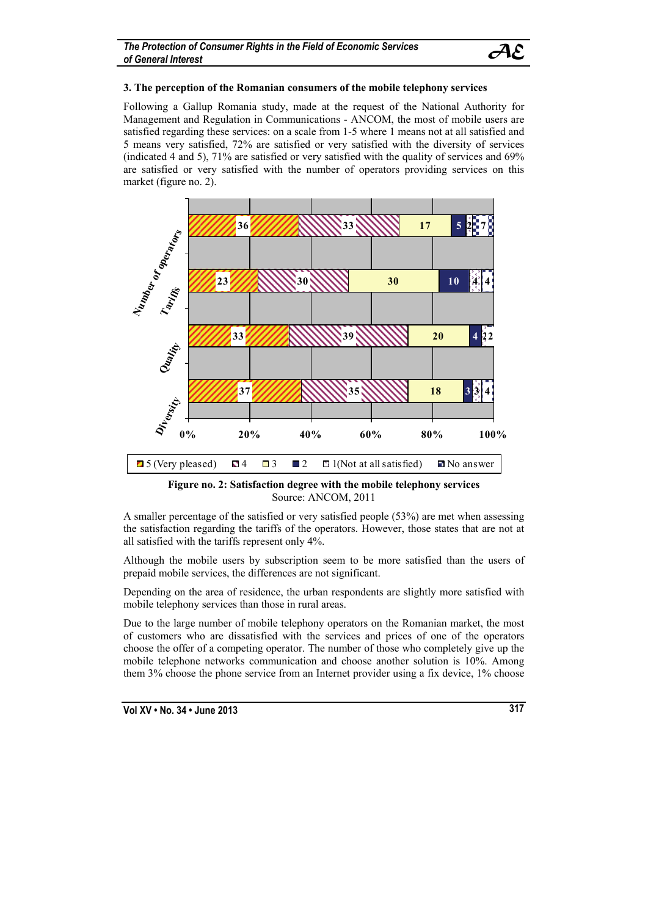### 3. The perception of the Romanian consumers of the mobile telephony services

Following a Gallup Romania study, made at the request of the National Authority for Management and Regulation in Communications - ANCOM, the most of mobile users are satisfied regarding these services: on a scale from 1-5 where 1 means not at all satisfied and 5 means very satisfied, 72% are satisfied or very satisfied with the diversity of services (indicated 4 and 5), 71% are satisfied or very satisfied with the quality of services and 69% are satisfied or very satisfied with the number of operators providing services on this market (figure no. 2).

| | 5 (Very pleased) | 4 | 3 | 2 | 1(Not at all satisfied) | No answer |
|---|---|---|---|---|---|---|
| Number of operators | 36 | 33 | 17 | 5 | 2 | 7 |
| Tariffs | 23 | 30 | 30 | 10 | 4 | 4 |
| Quality | 33 | 39 | 20 | 4 | 2 | 2 |
| Diversity | 37 | 35 | 18 | 3 | 3 | 4 |

**Figure no. 2: Satisfaction degree with the mobile telephony services**

Source: ANCOM, 2011

A smaller percentage of the satisfied or very satisfied people (53%) are met when assessing the satisfaction regarding the tariffs of the operators. However, those states that are not at all satisfied with the tariffs represent only 4%.

Although the mobile users by subscription seem to be more satisfied than the users of prepaid mobile services, the differences are not significant.

Depending on the area of residence, the urban respondents are slightly more satisfied with mobile telephony services than those in rural areas.

Due to the large number of mobile telephony operators on the Romanian market, the most of customers who are dissatisfied with the services and prices of one of the operators choose the offer of a competing operator. The number of those who completely give up the mobile telephone networks communication and choose another solution is 10%. Among them 3% choose the phone service from an Internet provider using a fix device, 1% choose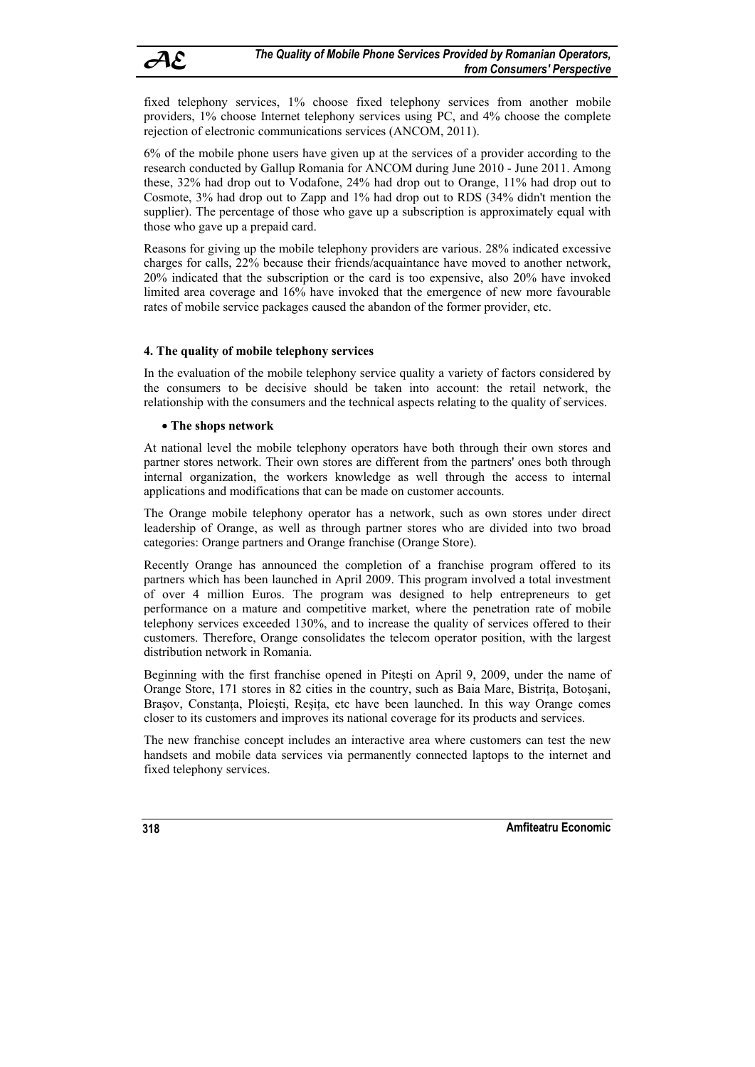fixed telephony services, 1% choose fixed telephony services from another mobile providers, 1% choose Internet telephony services using PC, and 4% choose the complete rejection of electronic communications services (ANCOM, 2011).

6% of the mobile phone users have given up at the services of a provider according to the research conducted by Gallup Romania for ANCOM during June 2010 - June 2011. Among these, 32% had drop out to Vodafone, 24% had drop out to Orange, 11% had drop out to Cosmote, 3% had drop out to Zapp and 1% had drop out to RDS (34% didn't mention the supplier). The percentage of those who gave up a subscription is approximately equal with those who gave up a prepaid card.

Reasons for giving up the mobile telephony providers are various. 28% indicated excessive charges for calls, 22% because their friends/acquaintance have moved to another network, 20% indicated that the subscription or the card is too expensive, also 20% have invoked limited area coverage and 16% have invoked that the emergence of new more favourable rates of mobile service packages caused the abandon of the former provider, etc.

## 4. The quality of mobile telephony services

In the evaluation of the mobile telephony service quality a variety of factors considered by the consumers to be decisive should be taken into account: the retail network, the relationship with the consumers and the technical aspects relating to the quality of services.

- **The shops network**

At national level the mobile telephony operators have both through their own stores and partner stores network. Their own stores are different from the partners' ones both through internal organization, the workers knowledge as well through the access to internal applications and modifications that can be made on customer accounts.

The Orange mobile telephony operator has a network, such as own stores under direct leadership of Orange, as well as through partner stores who are divided into two broad categories: Orange partners and Orange franchise (Orange Store).

Recently Orange has announced the completion of a franchise program offered to its partners which has been launched in April 2009. This program involved a total investment of over 4 million Euros. The program was designed to help entrepreneurs to get performance on a mature and competitive market, where the penetration rate of mobile telephony services exceeded 130%, and to increase the quality of services offered to their customers. Therefore, Orange consolidates the telecom operator position, with the largest distribution network in Romania.

Beginning with the first franchise opened in Piteşti on April 9, 2009, under the name of Orange Store, 171 stores in 82 cities in the country, such as Baia Mare, Bistrița, Botoșani, Braşov, Constanța, Ploieşti, Reşița, etc have been launched. In this way Orange comes closer to its customers and improves its national coverage for its products and services.

The new franchise concept includes an interactive area where customers can test the new handsets and mobile data services via permanently connected laptops to the internet and fixed telephony services.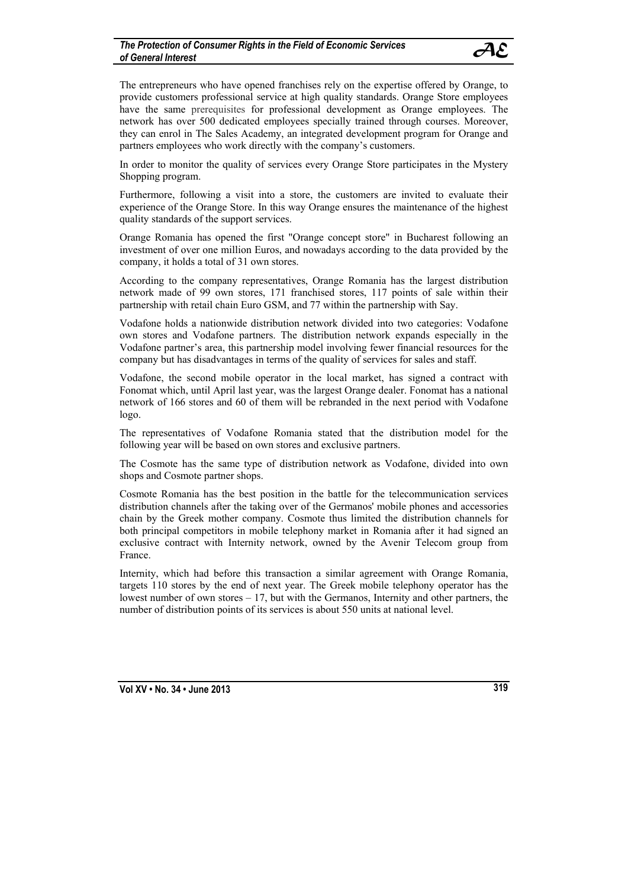The entrepreneurs who have opened franchises rely on the expertise offered by Orange, to provide customers professional service at high quality standards. Orange Store employees have the same prerequisites for professional development as Orange employees. The network has over 500 dedicated employees specially trained through courses. Moreover, they can enrol in The Sales Academy, an integrated development program for Orange and partners employees who work directly with the company's customers.

In order to monitor the quality of services every Orange Store participates in the Mystery Shopping program.

Furthermore, following a visit into a store, the customers are invited to evaluate their experience of the Orange Store. In this way Orange ensures the maintenance of the highest quality standards of the support services.

Orange Romania has opened the first "Orange concept store" in Bucharest following an investment of over one million Euros, and nowadays according to the data provided by the company, it holds a total of 31 own stores.

According to the company representatives, Orange Romania has the largest distribution network made of 99 own stores, 171 franchised stores, 117 points of sale within their partnership with retail chain Euro GSM, and 77 within the partnership with Say.

Vodafone holds a nationwide distribution network divided into two categories: Vodafone own stores and Vodafone partners. The distribution network expands especially in the Vodafone partner's area, this partnership model involving fewer financial resources for the company but has disadvantages in terms of the quality of services for sales and staff.

Vodafone, the second mobile operator in the local market, has signed a contract with Fonomat which, until April last year, was the largest Orange dealer. Fonomat has a national network of 166 stores and 60 of them will be rebranded in the next period with Vodafone logo.

The representatives of Vodafone Romania stated that the distribution model for the following year will be based on own stores and exclusive partners.

The Cosmote has the same type of distribution network as Vodafone, divided into own shops and Cosmote partner shops.

Cosmote Romania has the best position in the battle for the telecommunication services distribution channels after the taking over of the Germanos' mobile phones and accessories chain by the Greek mother company. Cosmote thus limited the distribution channels for both principal competitors in mobile telephony market in Romania after it had signed an exclusive contract with Internity network, owned by the Avenir Telecom group from France.

Internity, which had before this transaction a similar agreement with Orange Romania, targets 110 stores by the end of next year. The Greek mobile telephony operator has the lowest number of own stores – 17, but with the Germanos, Internity and other partners, the number of distribution points of its services is about 550 units at national level.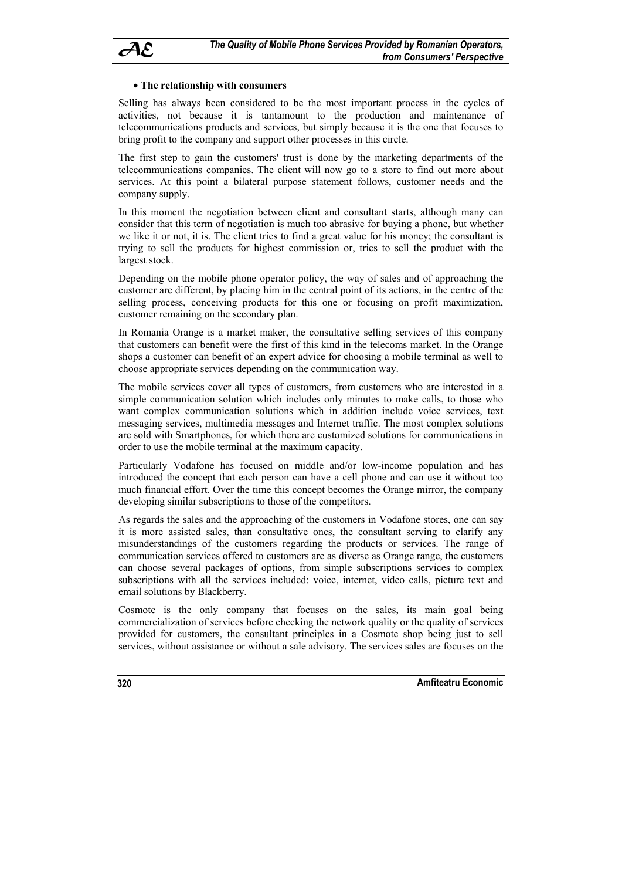- **The relationship with consumers**

Selling has always been considered to be the most important process in the cycles of activities, not because it is tantamount to the production and maintenance of telecommunications products and services, but simply because it is the one that focuses to bring profit to the company and support other processes in this circle.

The first step to gain the customers' trust is done by the marketing departments of the telecommunications companies. The client will now go to a store to find out more about services. At this point a bilateral purpose statement follows, customer needs and the company supply.

In this moment the negotiation between client and consultant starts, although many can consider that this term of negotiation is much too abrasive for buying a phone, but whether we like it or not, it is. The client tries to find a great value for his money; the consultant is trying to sell the products for highest commission or, tries to sell the product with the largest stock.

Depending on the mobile phone operator policy, the way of sales and of approaching the customer are different, by placing him in the central point of its actions, in the centre of the selling process, conceiving products for this one or focusing on profit maximization, customer remaining on the secondary plan.

In Romania Orange is a market maker, the consultative selling services of this company that customers can benefit were the first of this kind in the telecoms market. In the Orange shops a customer can benefit of an expert advice for choosing a mobile terminal as well to choose appropriate services depending on the communication way.

The mobile services cover all types of customers, from customers who are interested in a simple communication solution which includes only minutes to make calls, to those who want complex communication solutions which in addition include voice services, text messaging services, multimedia messages and Internet traffic. The most complex solutions are sold with Smartphones, for which there are customized solutions for communications in order to use the mobile terminal at the maximum capacity.

Particularly Vodafone has focused on middle and/or low-income population and has introduced the concept that each person can have a cell phone and can use it without too much financial effort. Over the time this concept becomes the Orange mirror, the company developing similar subscriptions to those of the competitors.

As regards the sales and the approaching of the customers in Vodafone stores, one can say it is more assisted sales, than consultative ones, the consultant serving to clarify any misunderstandings of the customers regarding the products or services. The range of communication services offered to customers are as diverse as Orange range, the customers can choose several packages of options, from simple subscriptions services to complex subscriptions with all the services included: voice, internet, video calls, picture text and email solutions by Blackberry.

Cosmote is the only company that focuses on the sales, its main goal being commercialization of services before checking the network quality or the quality of services provided for customers, the consultant principles in a Cosmote shop being just to sell services, without assistance or without a sale advisory. The services sales are focuses on the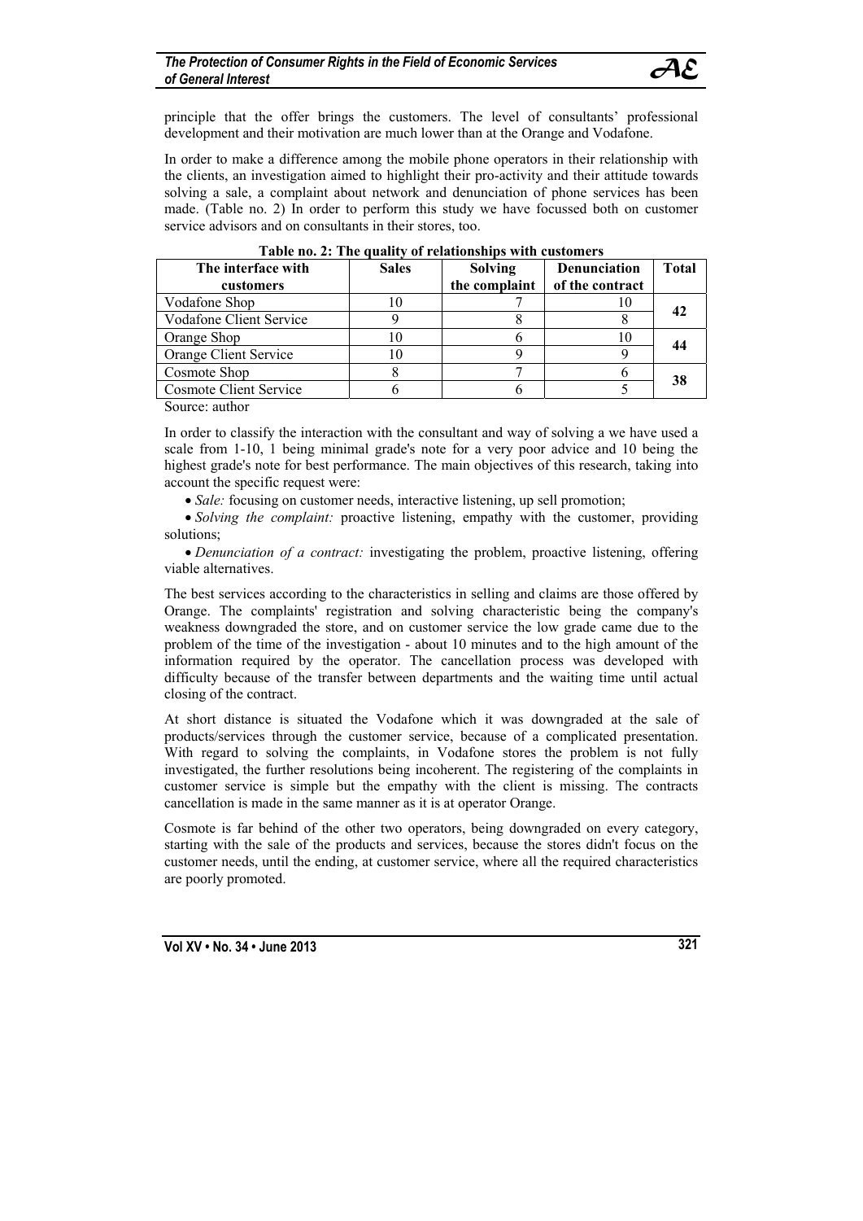principle that the offer brings the customers. The level of consultants' professional development and their motivation are much lower than at the Orange and Vodafone.

In order to make a difference among the mobile phone operators in their relationship with the clients, an investigation aimed to highlight their pro-activity and their attitude towards solving a sale, a complaint about network and denunciation of phone services has been made. (Table no. 2) In order to perform this study we have focussed both on customer service advisors and on consultants in their stores, too.

**Table no. 2: The quality of relationships with customers**

| The interface with customers | Sales | Solving the complaint | Denunciation of the contract | Total |
|---|---|---|---|---|
| Vodafone Shop | 10 | 7 | 10 | **42** |
| Vodafone Client Service | 9 | 8 | 8 | |
| Orange Shop | 10 | 6 | 10 | **44** |
| Orange Client Service | 10 | 9 | 9 | |
| Cosmote Shop | 8 | 7 | 6 | **38** |
| Cosmote Client Service | 6 | 6 | 5 | |

Source: author

In order to classify the interaction with the consultant and way of solving a we have used a scale from 1-10, 1 being minimal grade's note for a very poor advice and 10 being the highest grade's note for best performance. The main objectives of this research, taking into account the specific request were:

- *Sale:* focusing on customer needs, interactive listening, up sell promotion;
- *Solving the complaint:* proactive listening, empathy with the customer, providing solutions;
- *Denunciation of a contract:* investigating the problem, proactive listening, offering viable alternatives.

The best services according to the characteristics in selling and claims are those offered by Orange. The complaints' registration and solving characteristic being the company's weakness downgraded the store, and on customer service the low grade came due to the problem of the time of the investigation - about 10 minutes and to the high amount of the information required by the operator. The cancellation process was developed with difficulty because of the transfer between departments and the waiting time until actual closing of the contract.

At short distance is situated the Vodafone which it was downgraded at the sale of products/services through the customer service, because of a complicated presentation. With regard to solving the complaints, in Vodafone stores the problem is not fully investigated, the further resolutions being incoherent. The registering of the complaints in customer service is simple but the empathy with the client is missing. The contracts cancellation is made in the same manner as it is at operator Orange.

Cosmote is far behind of the other two operators, being downgraded on every category, starting with the sale of the products and services, because the stores didn't focus on the customer needs, until the ending, at customer service, where all the required characteristics are poorly promoted.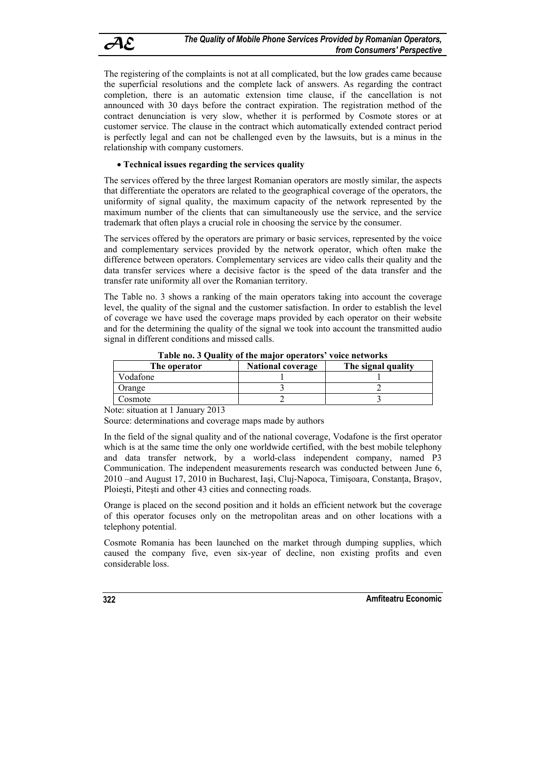The registering of the complaints is not at all complicated, but the low grades came because the superficial resolutions and the complete lack of answers. As regarding the contract completion, there is an automatic extension time clause, if the cancellation is not announced with 30 days before the contract expiration. The registration method of the contract denunciation is very slow, whether it is performed by Cosmote stores or at customer service. The clause in the contract which automatically extended contract period is perfectly legal and can not be challenged even by the lawsuits, but is a minus in the relationship with company customers.

- **Technical issues regarding the services quality**

The services offered by the three largest Romanian operators are mostly similar, the aspects that differentiate the operators are related to the geographical coverage of the operators, the uniformity of signal quality, the maximum capacity of the network represented by the maximum number of the clients that can simultaneously use the service, and the service trademark that often plays a crucial role in choosing the service by the consumer.

The services offered by the operators are primary or basic services, represented by the voice and complementary services provided by the network operator, which often make the difference between operators. Complementary services are video calls their quality and the data transfer services where a decisive factor is the speed of the data transfer and the transfer rate uniformity all over the Romanian territory.

The Table no. 3 shows a ranking of the main operators taking into account the coverage level, the quality of the signal and the customer satisfaction. In order to establish the level of coverage we have used the coverage maps provided by each operator on their website and for the determining the quality of the signal we took into account the transmitted audio signal in different conditions and missed calls.

**Table no. 3 Quality of the major operators' voice networks**

| The operator | National coverage | The signal quality |
|---|---|---|
| Vodafone | 1 | 1 |
| Orange | 3 | 2 |
| Cosmote | 2 | 3 |

Note: situation at 1 January 2013

Source: determinations and coverage maps made by authors

In the field of the signal quality and of the national coverage, Vodafone is the first operator which is at the same time the only one worldwide certified, with the best mobile telephony and data transfer network, by a world-class independent company, named P3 Communication. The independent measurements research was conducted between June 6, 2010 –and August 17, 2010 in Bucharest, Iaşi, Cluj-Napoca, Timişoara, Constanţa, Braşov, Ploieşti, Piteşti and other 43 cities and connecting roads.

Orange is placed on the second position and it holds an efficient network but the coverage of this operator focuses only on the metropolitan areas and on other locations with a telephony potential.

Cosmote Romania has been launched on the market through dumping supplies, which caused the company five, even six-year of decline, non existing profits and even considerable loss.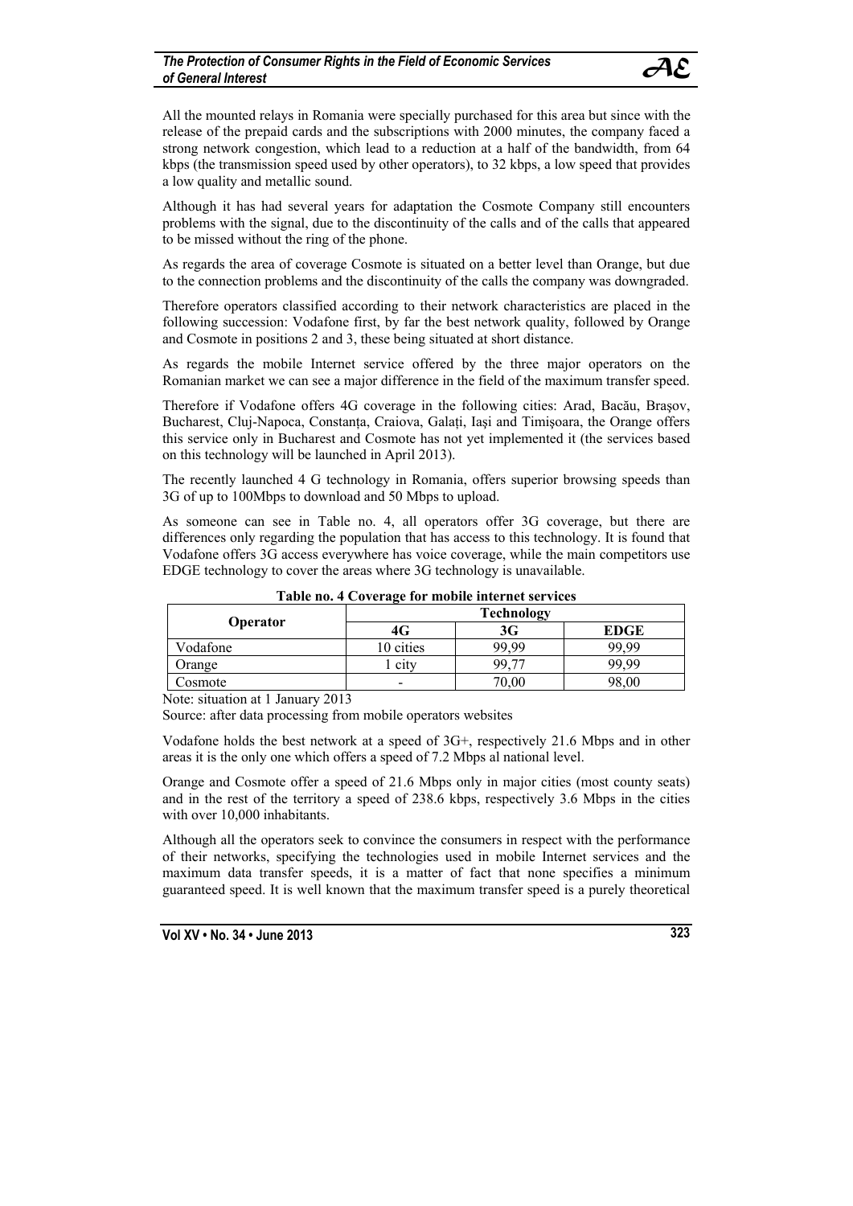All the mounted relays in Romania were specially purchased for this area but since with the release of the prepaid cards and the subscriptions with 2000 minutes, the company faced a strong network congestion, which lead to a reduction at a half of the bandwidth, from 64 kbps (the transmission speed used by other operators), to 32 kbps, a low speed that provides a low quality and metallic sound.

Although it has had several years for adaptation the Cosmote Company still encounters problems with the signal, due to the discontinuity of the calls and of the calls that appeared to be missed without the ring of the phone.

As regards the area of coverage Cosmote is situated on a better level than Orange, but due to the connection problems and the discontinuity of the calls the company was downgraded.

Therefore operators classified according to their network characteristics are placed in the following succession: Vodafone first, by far the best network quality, followed by Orange and Cosmote in positions 2 and 3, these being situated at short distance.

As regards the mobile Internet service offered by the three major operators on the Romanian market we can see a major difference in the field of the maximum transfer speed.

Therefore if Vodafone offers 4G coverage in the following cities: Arad, Bacău, Brașov, Bucharest, Cluj-Napoca, Constanța, Craiova, Galați, Iași and Timişoara, the Orange offers this service only in Bucharest and Cosmote has not yet implemented it (the services based on this technology will be launched in April 2013).

The recently launched 4 G technology in Romania, offers superior browsing speeds than 3G of up to 100Mbps to download and 50 Mbps to upload.

As someone can see in Table no. 4, all operators offer 3G coverage, but there are differences only regarding the population that has access to this technology. It is found that Vodafone offers 3G access everywhere has voice coverage, while the main competitors use EDGE technology to cover the areas where 3G technology is unavailable.

**Table no. 4 Coverage for mobile internet services**

| Operator | Technology | | |
|---|---|---|---|
| | **4G** | **3G** | **EDGE** |
| Vodafone | 10 cities | 99,99 | 99,99 |
| Orange | 1 city | 99,77 | 99,99 |
| Cosmote | - | 70,00 | 98,00 |

Note: situation at 1 January 2013

Source: after data processing from mobile operators websites

Vodafone holds the best network at a speed of 3G+, respectively 21.6 Mbps and in other areas it is the only one which offers a speed of 7.2 Mbps al national level.

Orange and Cosmote offer a speed of 21.6 Mbps only in major cities (most county seats) and in the rest of the territory a speed of 238.6 kbps, respectively 3.6 Mbps in the cities with over 10,000 inhabitants.

Although all the operators seek to convince the consumers in respect with the performance of their networks, specifying the technologies used in mobile Internet services and the maximum data transfer speeds, it is a matter of fact that none specifies a minimum guaranteed speed. It is well known that the maximum transfer speed is a purely theoretical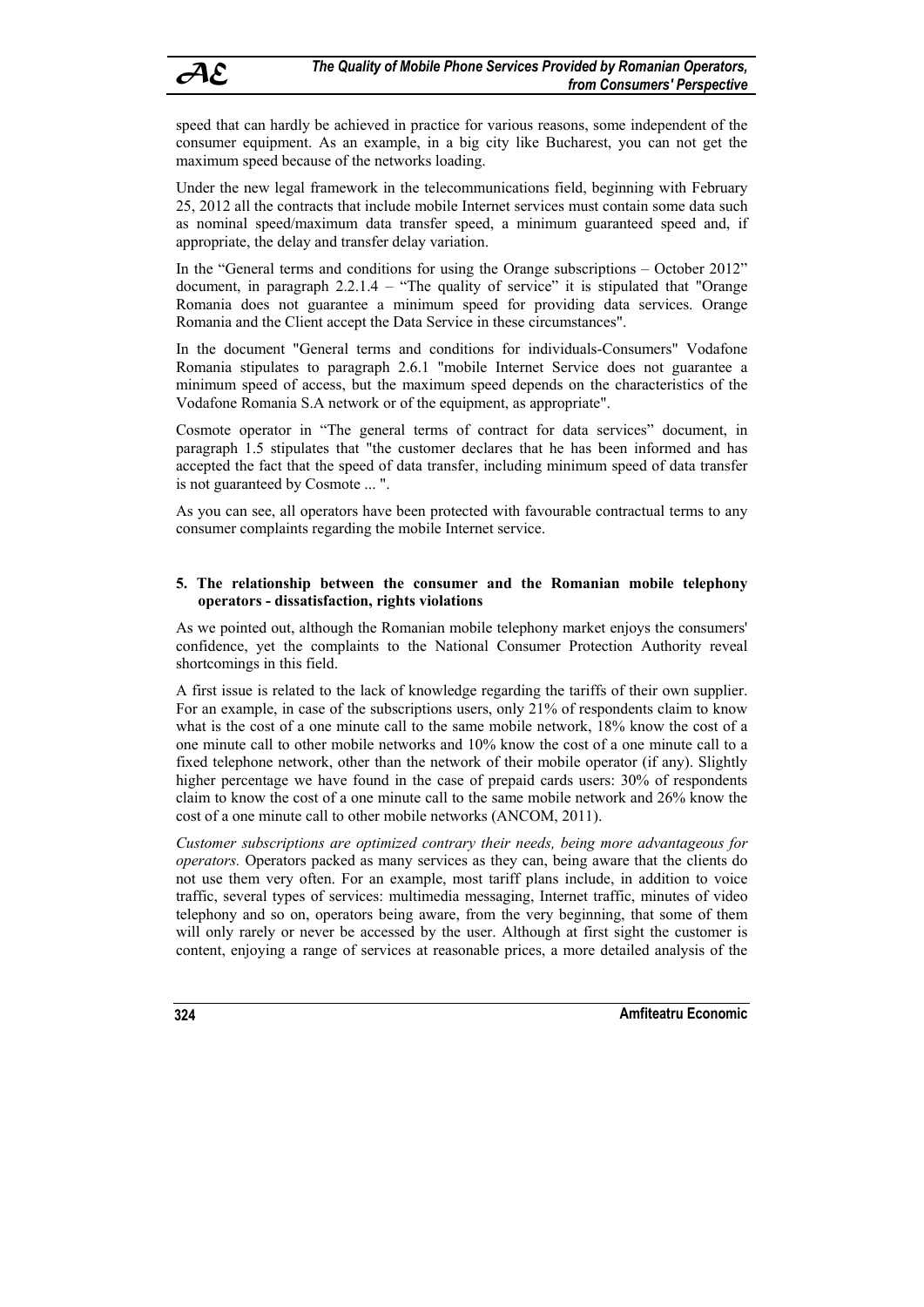speed that can hardly be achieved in practice for various reasons, some independent of the consumer equipment. As an example, in a big city like Bucharest, you can not get the maximum speed because of the networks loading.

Under the new legal framework in the telecommunications field, beginning with February 25, 2012 all the contracts that include mobile Internet services must contain some data such as nominal speed/maximum data transfer speed, a minimum guaranteed speed and, if appropriate, the delay and transfer delay variation.

In the "General terms and conditions for using the Orange subscriptions – October 2012" document, in paragraph 2.2.1.4 – "The quality of service" it is stipulated that "Orange Romania does not guarantee a minimum speed for providing data services. Orange Romania and the Client accept the Data Service in these circumstances".

In the document "General terms and conditions for individuals-Consumers" Vodafone Romania stipulates to paragraph 2.6.1 "mobile Internet Service does not guarantee a minimum speed of access, but the maximum speed depends on the characteristics of the Vodafone Romania S.A network or of the equipment, as appropriate".

Cosmote operator in "The general terms of contract for data services" document, in paragraph 1.5 stipulates that "the customer declares that he has been informed and has accepted the fact that the speed of data transfer, including minimum speed of data transfer is not guaranteed by Cosmote ... ".

As you can see, all operators have been protected with favourable contractual terms to any consumer complaints regarding the mobile Internet service.

## 5. The relationship between the consumer and the Romanian mobile telephony operators - dissatisfaction, rights violations

As we pointed out, although the Romanian mobile telephony market enjoys the consumers' confidence, yet the complaints to the National Consumer Protection Authority reveal shortcomings in this field.

A first issue is related to the lack of knowledge regarding the tariffs of their own supplier. For an example, in case of the subscriptions users, only 21% of respondents claim to know what is the cost of a one minute call to the same mobile network, 18% know the cost of a one minute call to other mobile networks and 10% know the cost of a one minute call to a fixed telephone network, other than the network of their mobile operator (if any). Slightly higher percentage we have found in the case of prepaid cards users: 30% of respondents claim to know the cost of a one minute call to the same mobile network and 26% know the cost of a one minute call to other mobile networks (ANCOM, 2011).

*Customer subscriptions are optimized contrary their needs, being more advantageous for operators.* Operators packed as many services as they can, being aware that the clients do not use them very often. For an example, most tariff plans include, in addition to voice traffic, several types of services: multimedia messaging, Internet traffic, minutes of video telephony and so on, operators being aware, from the very beginning, that some of them will only rarely or never be accessed by the user. Although at first sight the customer is content, enjoying a range of services at reasonable prices, a more detailed analysis of the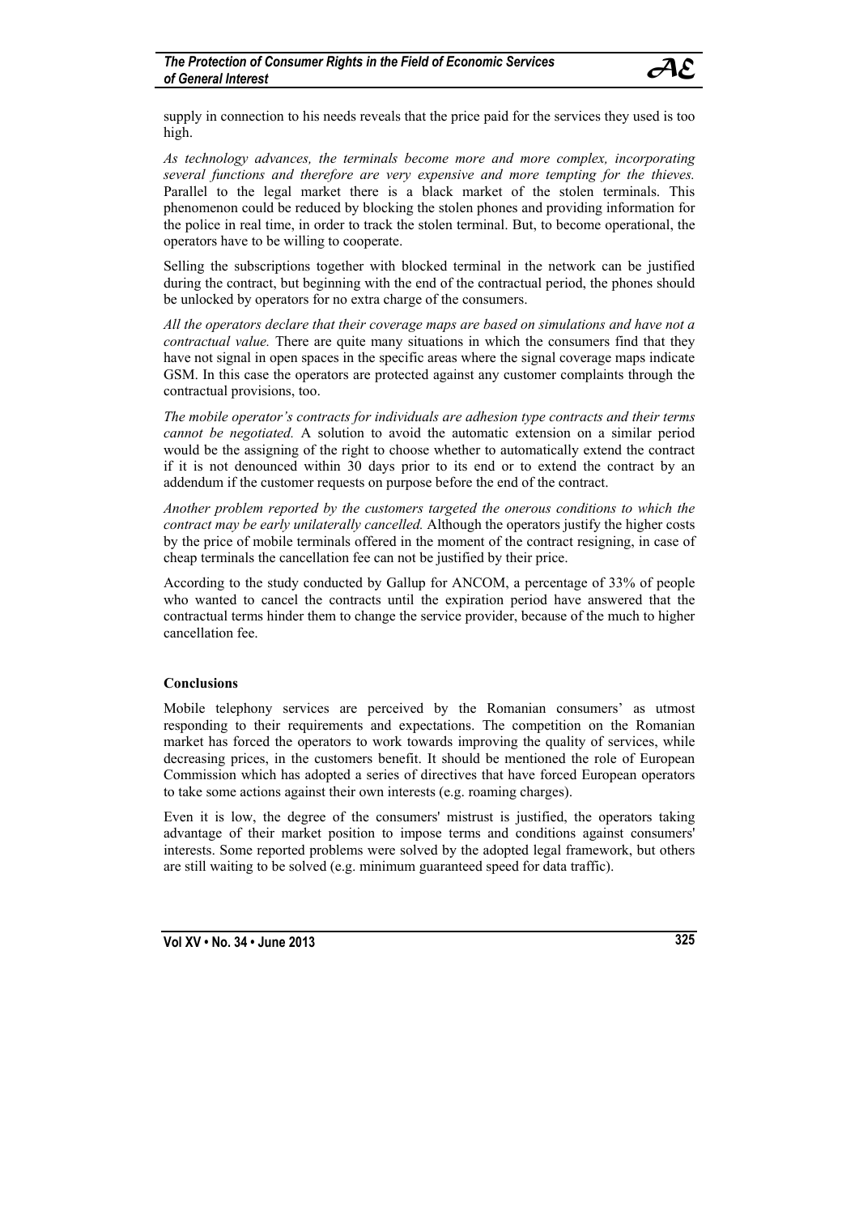supply in connection to his needs reveals that the price paid for the services they used is too high.

*As technology advances, the terminals become more and more complex, incorporating several functions and therefore are very expensive and more tempting for the thieves.* Parallel to the legal market there is a black market of the stolen terminals. This phenomenon could be reduced by blocking the stolen phones and providing information for the police in real time, in order to track the stolen terminal. But, to become operational, the operators have to be willing to cooperate.

Selling the subscriptions together with blocked terminal in the network can be justified during the contract, but beginning with the end of the contractual period, the phones should be unlocked by operators for no extra charge of the consumers.

*All the operators declare that their coverage maps are based on simulations and have not a contractual value.* There are quite many situations in which the consumers find that they have not signal in open spaces in the specific areas where the signal coverage maps indicate GSM. In this case the operators are protected against any customer complaints through the contractual provisions, too.

*The mobile operator's contracts for individuals are adhesion type contracts and their terms cannot be negotiated.* A solution to avoid the automatic extension on a similar period would be the assigning of the right to choose whether to automatically extend the contract if it is not denounced within 30 days prior to its end or to extend the contract by an addendum if the customer requests on purpose before the end of the contract.

*Another problem reported by the customers targeted the onerous conditions to which the contract may be early unilaterally cancelled.* Although the operators justify the higher costs by the price of mobile terminals offered in the moment of the contract resigning, in case of cheap terminals the cancellation fee can not be justified by their price.

According to the study conducted by Gallup for ANCOM, a percentage of 33% of people who wanted to cancel the contracts until the expiration period have answered that the contractual terms hinder them to change the service provider, because of the much to higher cancellation fee.

**Conclusions**

Mobile telephony services are perceived by the Romanian consumers' as utmost responding to their requirements and expectations. The competition on the Romanian market has forced the operators to work towards improving the quality of services, while decreasing prices, in the customers benefit. It should be mentioned the role of European Commission which has adopted a series of directives that have forced European operators to take some actions against their own interests (e.g. roaming charges).

Even it is low, the degree of the consumers' mistrust is justified, the operators taking advantage of their market position to impose terms and conditions against consumers' interests. Some reported problems were solved by the adopted legal framework, but others are still waiting to be solved (e.g. minimum guaranteed speed for data traffic).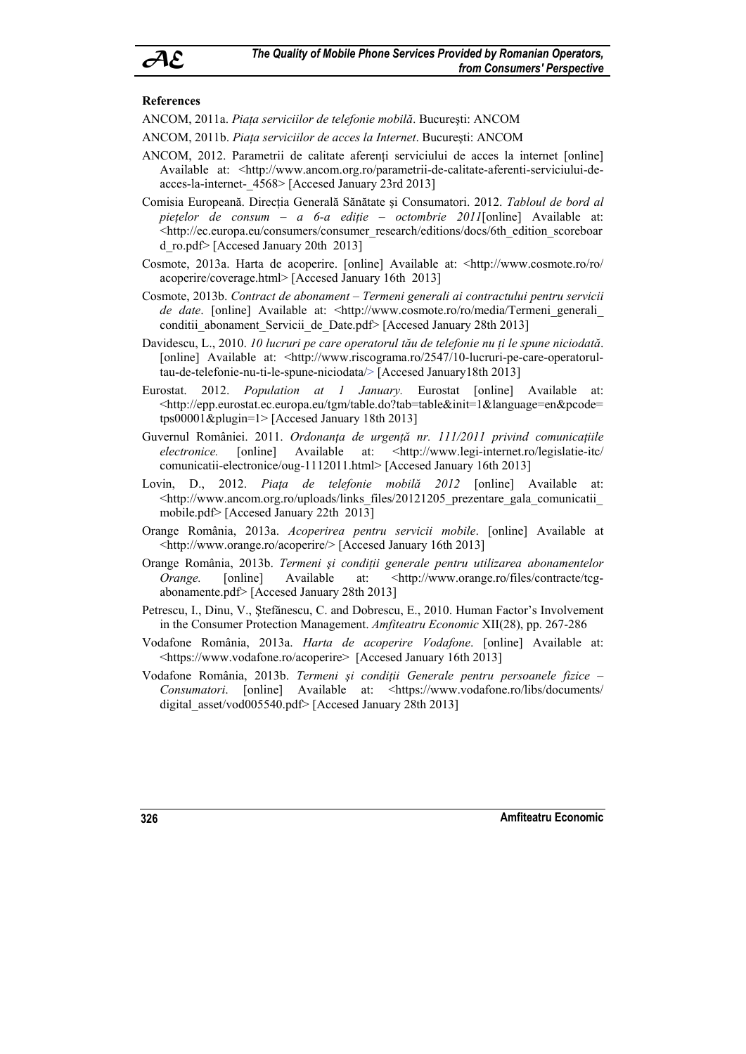**References**

ANCOM, 2011a. *Piața serviciilor de telefonie mobilă*. Bucureşti: ANCOM

ANCOM, 2011b. *Piața serviciilor de acces la Internet*. Bucureşti: ANCOM

ANCOM, 2012. Parametrii de calitate aferenți serviciului de acces la internet [online] Available at: <http://www.ancom.org.ro/parametrii-de-calitate-aferenti-serviciului-de-acces-la-internet-_4568> [Accesed January 23rd 2013]

Comisia Europeană. Direcția Generală Sănătate şi Consumatori. 2012. *Tabloul de bord al piețelor de consum – a 6-a ediție – octombrie 2011*[online] Available at: <http://ec.europa.eu/consumers/consumer_research/editions/docs/6th_edition_scoreboard_ro.pdf> [Accesed January 20th 2013]

Cosmote, 2013a. Harta de acoperire. [online] Available at: <http://www.cosmote.ro/ro/acoperire/coverage.html> [Accesed January 16th 2013]

Cosmote, 2013b. *Contract de abonament – Termeni generali ai contractului pentru servicii de date*. [online] Available at: <http://www.cosmote.ro/ro/media/Termeni_generali_conditii_abonament_Servicii_de_Date.pdf> [Accesed January 28th 2013]

Davidescu, L., 2010. *10 lucruri pe care operatorul tău de telefonie nu ți le spune niciodată*. [online] Available at: <http://www.riscograma.ro/2547/10-lucruri-pe-care-operatorul-tau-de-telefonie-nu-ti-le-spune-niciodata/> [Accesed January18th 2013]

Eurostat. 2012. *Population at 1 January.* Eurostat [online] Available at: <http://epp.eurostat.ec.europa.eu/tgm/table.do?tab=table&init=1&language=en&pcode=tps00001&plugin=1> [Accesed January 18th 2013]

Guvernul României. 2011. *Ordonanța de urgență nr. 111/2011 privind comunicațiile electronice.* [online] Available at: <http://www.legi-internet.ro/legislatie-itc/comunicatii-electronice/oug-1112011.html> [Accesed January 16th 2013]

Lovin, D., 2012. *Piața de telefonie mobilă 2012* [online] Available at: <http://www.ancom.org.ro/uploads/links_files/20121205_prezentare_gala_comunicatii_mobile.pdf> [Accesed January 22th 2013]

Orange România, 2013a. *Acoperirea pentru servicii mobile*. [online] Available at <http://www.orange.ro/acoperire/> [Accesed January 16th 2013]

Orange România, 2013b. *Termeni şi condiții generale pentru utilizarea abonamentelor Orange.* [online] Available at: <http://www.orange.ro/files/contracte/tcg-abonamente.pdf> [Accesed January 28th 2013]

Petrescu, I., Dinu, V., Ştefănescu, C. and Dobrescu, E., 2010. Human Factor's Involvement in the Consumer Protection Management. *Amfiteatru Economic* XII(28), pp. 267-286

Vodafone România, 2013a. *Harta de acoperire Vodafone*. [online] Available at: <https://www.vodafone.ro/acoperire> [Accesed January 16th 2013]

Vodafone România, 2013b. *Termeni şi condiții Generale pentru persoanele fizice – Consumatori*. [online] Available at: <https://www.vodafone.ro/libs/documents/digital_asset/vod005540.pdf> [Accesed January 28th 2013]